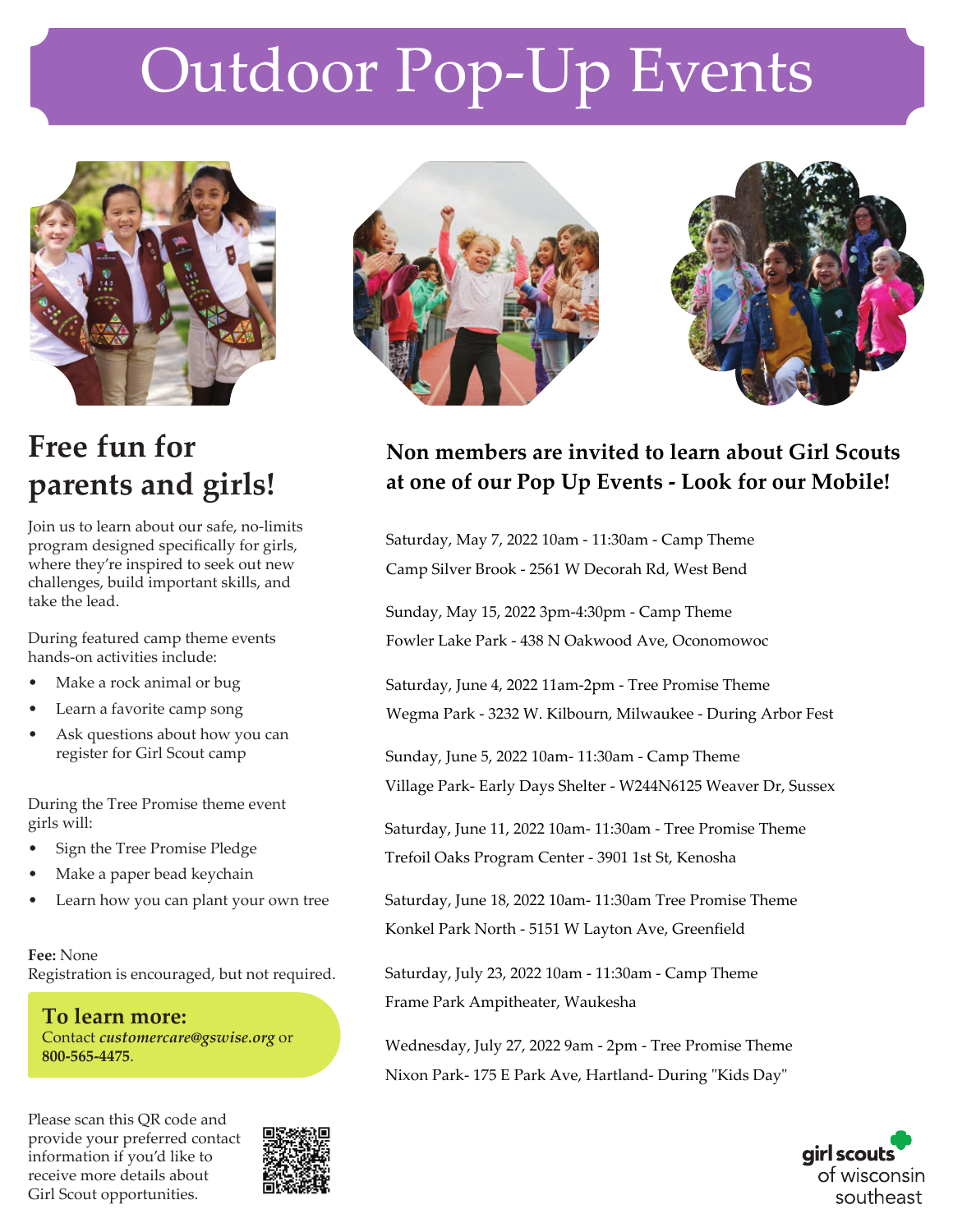# Outdoor Pop-Up Events

## Free fun for parents and girls!

Join us to learn about our safe, no-limits program designed specifically for girls, where they're inspired to seek out new challenges, build important skills, and take the lead.

During featured camp theme events hands-on activities include:

- Make a rock animal or bug
- Learn a favorite camp song
- Ask questions about how you can register for Girl Scout camp

During the Tree Promise theme event girls will:

- Sign the Tree Promise Pledge
- Make a paper bead keychain
- Learn how you can plant your own tree

**Fee:** None
Registration is encouraged, but not required.

**To learn more:**
Contact ***customercare@gswise.org*** or **800-565-4475**.

Please scan this QR code and provide your preferred contact information if you'd like to receive more details about Girl Scout opportunities.

### Non members are invited to learn about Girl Scouts at one of our Pop Up Events - Look for our Mobile!

Saturday, May 7, 2022 10am - 11:30am - Camp Theme
Camp Silver Brook - 2561 W Decorah Rd, West Bend

Sunday, May 15, 2022 3pm-4:30pm - Camp Theme
Fowler Lake Park - 438 N Oakwood Ave, Oconomowoc

Saturday, June 4, 2022 11am-2pm - Tree Promise Theme
Wegma Park - 3232 W. Kilbourn, Milwaukee - During Arbor Fest

Sunday, June 5, 2022 10am- 11:30am - Camp Theme
Village Park- Early Days Shelter - W244N6125 Weaver Dr, Sussex

Saturday, June 11, 2022 10am- 11:30am - Tree Promise Theme
Trefoil Oaks Program Center - 3901 1st St, Kenosha

Saturday, June 18, 2022 10am- 11:30am Tree Promise Theme
Konkel Park North - 5151 W Layton Ave, Greenfield

Saturday, July 23, 2022 10am - 11:30am - Camp Theme
Frame Park Ampitheater, Waukesha

Wednesday, July 27, 2022 9am - 2pm - Tree Promise Theme
Nixon Park- 175 E Park Ave, Hartland- During "Kids Day"

girl scouts of wisconsin southeast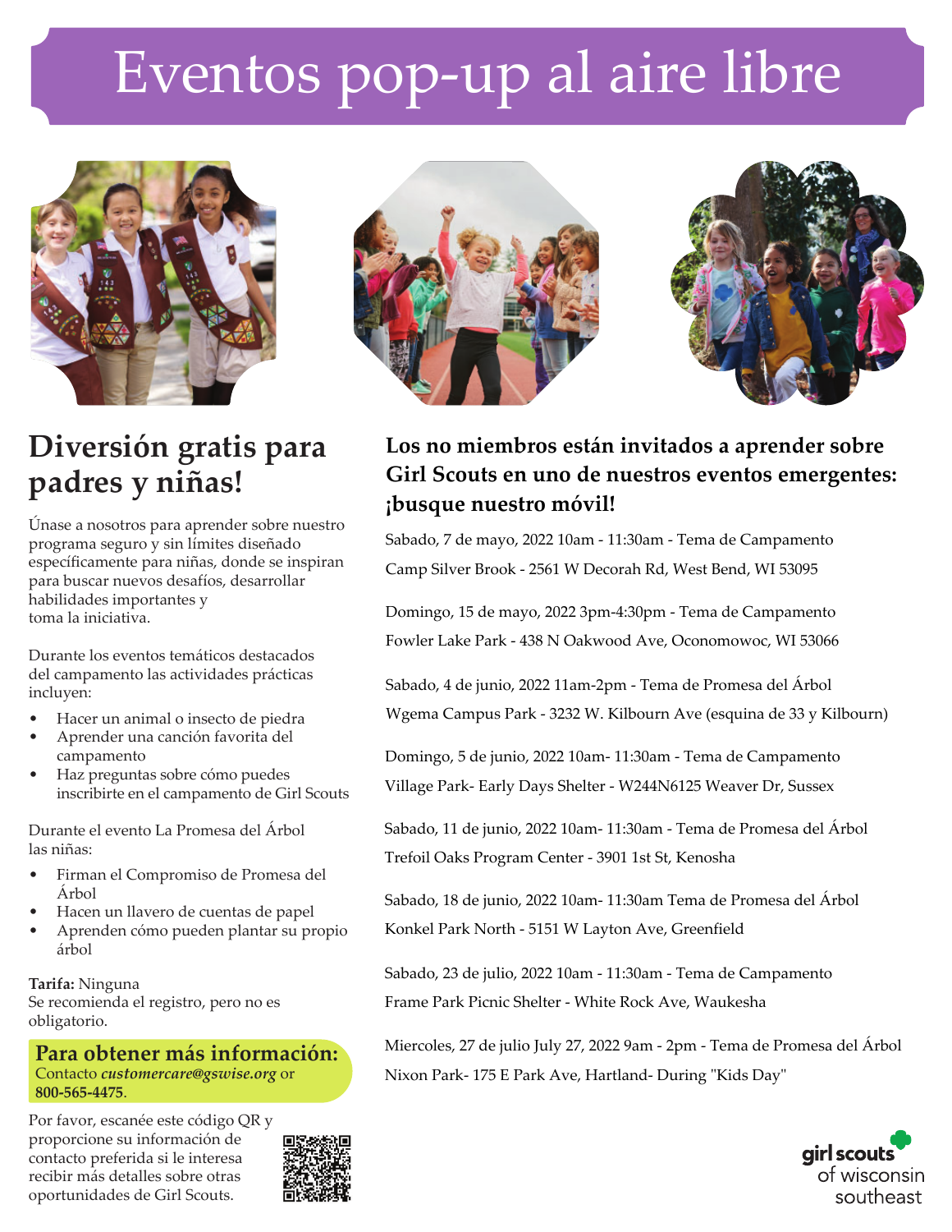# Eventos pop-up al aire libre

## Diversión gratis para padres y niñas!

Únase a nosotros para aprender sobre nuestro programa seguro y sin límites diseñado específicamente para niñas, donde se inspiran para buscar nuevos desafíos, desarrollar habilidades importantes y toma la iniciativa.

Durante los eventos temáticos destacados del campamento las actividades prácticas incluyen:

- Hacer un animal o insecto de piedra
- Aprender una canción favorita del campamento
- Haz preguntas sobre cómo puedes inscribirte en el campamento de Girl Scouts

Durante el evento La Promesa del Árbol las niñas:

- Firman el Compromiso de Promesa del Árbol
- Hacen un llavero de cuentas de papel
- Aprenden cómo pueden plantar su propio árbol

**Tarifa:** Ninguna
Se recomienda el registro, pero no es obligatorio.

**Para obtener más información:**
Contacto *customercare@gswise.org* or **800-565-4475**.

Por favor, escanée este código QR y proporcione su información de contacto preferida si le interesa recibir más detalles sobre otras oportunidades de Girl Scouts.

## Los no miembros están invitados a aprender sobre Girl Scouts en uno de nuestros eventos emergentes: ¡busque nuestro móvil!

Sabado, 7 de mayo, 2022 10am - 11:30am - Tema de Campamento
Camp Silver Brook - 2561 W Decorah Rd, West Bend, WI 53095

Domingo, 15 de mayo, 2022 3pm-4:30pm - Tema de Campamento
Fowler Lake Park - 438 N Oakwood Ave, Oconomowoc, WI 53066

Sabado, 4 de junio, 2022 11am-2pm - Tema de Promesa del Árbol
Wgema Campus Park - 3232 W. Kilbourn Ave (esquina de 33 y Kilbourn)

Domingo, 5 de junio, 2022 10am- 11:30am - Tema de Campamento
Village Park- Early Days Shelter - W244N6125 Weaver Dr, Sussex

Sabado, 11 de junio, 2022 10am- 11:30am - Tema de Promesa del Árbol
Trefoil Oaks Program Center - 3901 1st St, Kenosha

Sabado, 18 de junio, 2022 10am- 11:30am Tema de Promesa del Árbol
Konkel Park North - 5151 W Layton Ave, Greenfield

Sabado, 23 de julio, 2022 10am - 11:30am - Tema de Campamento
Frame Park Picnic Shelter - White Rock Ave, Waukesha

Miercoles, 27 de julio July 27, 2022 9am - 2pm - Tema de Promesa del Árbol
Nixon Park- 175 E Park Ave, Hartland- During "Kids Day"

girl scouts of wisconsin southeast